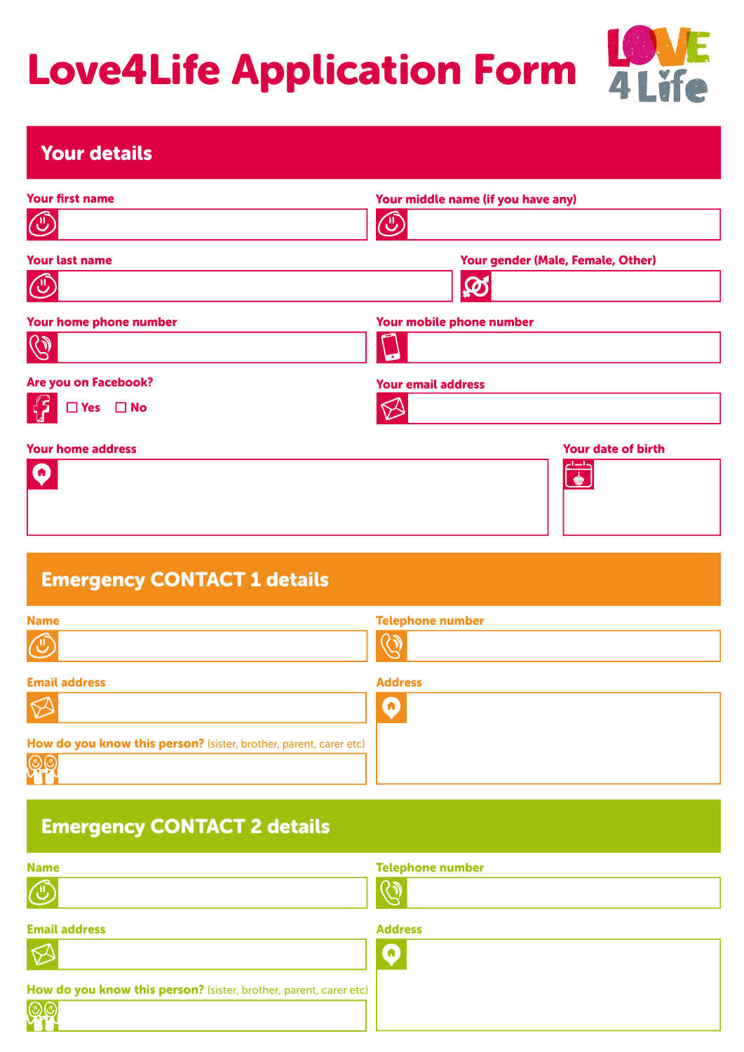# Love4Life Application Form

## Your details

Your first name

Your middle name (if you have any)

Your last name

Your gender (Male, Female, Other)

Your home phone number

Your mobile phone number

Are you on Facebook?

☐ Yes ☐ No

Your email address

Your home address

Your date of birth

## Emergency CONTACT 1 details

Name

Telephone number

Email address

Address

How do you know this person? (sister, brother, parent, carer etc)

## Emergency CONTACT 2 details

Name

Telephone number

Email address

Address

How do you know this person? (sister, brother, parent, carer etc)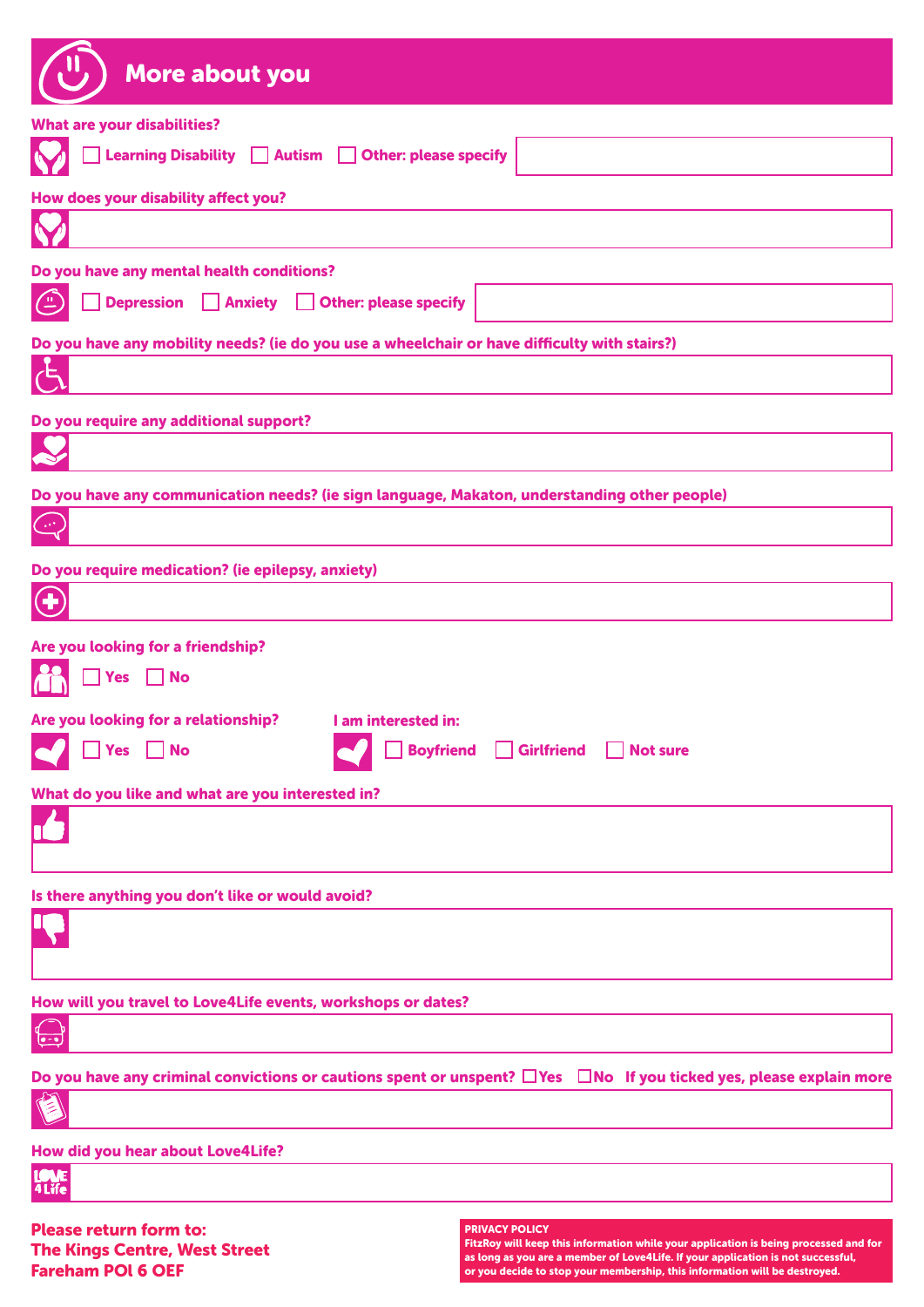# More about you

**What are your disabilities?**

☐ Learning Disability ☐ Autism ☐ Other: please specify

**How does your disability affect you?**

**Do you have any mental health conditions?**

☐ Depression ☐ Anxiety ☐ Other: please specify

**Do you have any mobility needs? (ie do you use a wheelchair or have difficulty with stairs?)**

**Do you require any additional support?**

**Do you have any communication needs? (ie sign language, Makaton, understanding other people)**

**Do you require medication? (ie epilepsy, anxiety)**

**Are you looking for a friendship?**

☐ Yes ☐ No

**Are you looking for a relationship?**

☐ Yes ☐ No

**I am interested in:**

☐ Boyfriend ☐ Girlfriend ☐ Not sure

**What do you like and what are you interested in?**

**Is there anything you don't like or would avoid?**

**How will you travel to Love4Life events, workshops or dates?**

**Do you have any criminal convictions or cautions spent or unspent?** ☐ Yes ☐ No **If you ticked yes, please explain more**

**How did you hear about Love4Life?**

**Please return form to:**
**The Kings Centre, West Street**
**Fareham PO16 0EF**

**PRIVACY POLICY**
FitzRoy will keep this information while your application is being processed and for as long as you are a member of Love4Life. If your application is not successful, or you decide to stop your membership, this information will be destroyed.